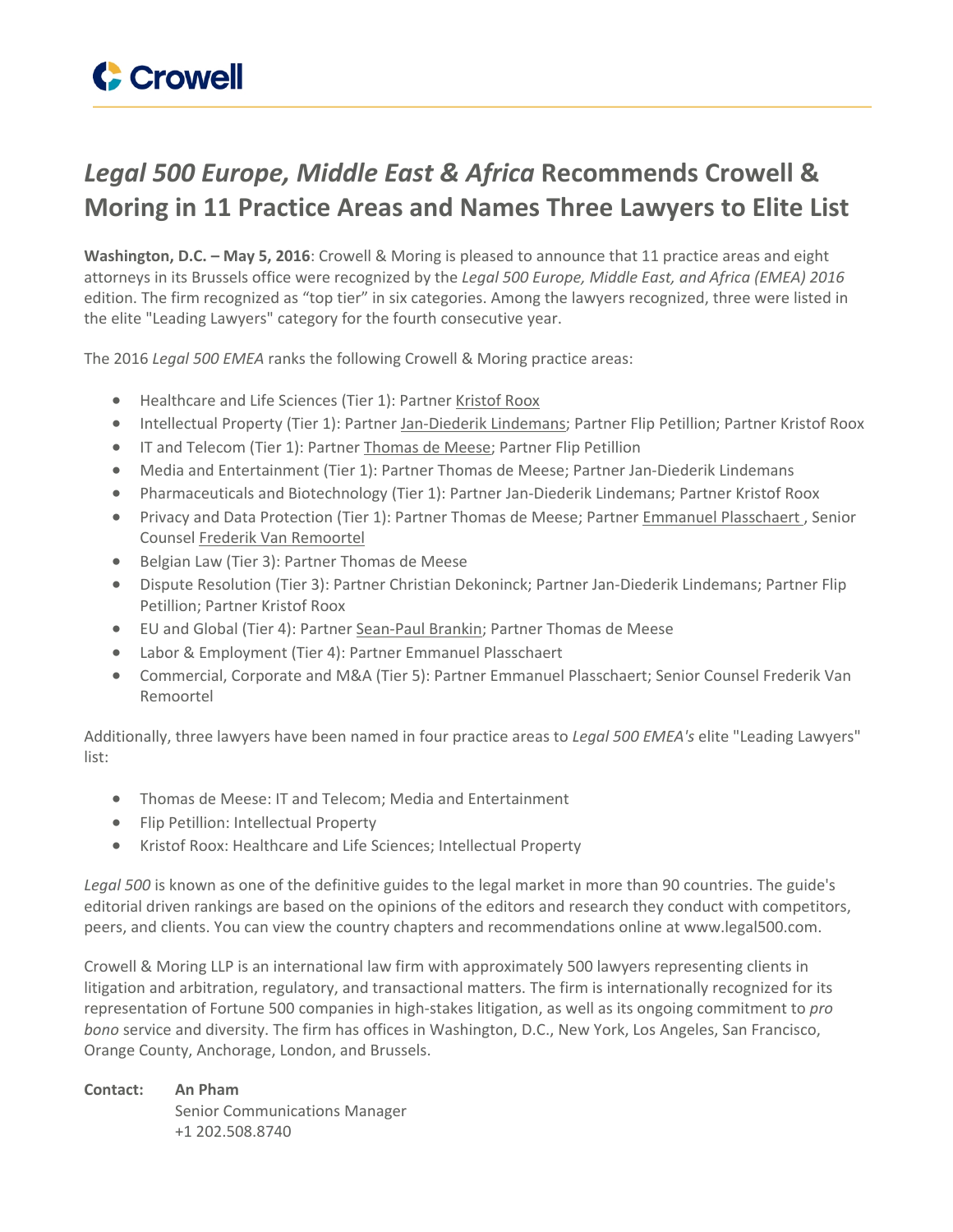# *Legal 500 Europe, Middle East & Africa* Recommends Crowell & Moring in 11 Practice Areas and Names Three Lawyers to Elite List

**Washington, D.C. – May 5, 2016**: Crowell & Moring is pleased to announce that 11 practice areas and eight attorneys in its Brussels office were recognized by the *Legal 500 Europe, Middle East, and Africa (EMEA) 2016* edition. The firm recognized as "top tier" in six categories. Among the lawyers recognized, three were listed in the elite "Leading Lawyers" category for the fourth consecutive year.

The 2016 *Legal 500 EMEA* ranks the following Crowell & Moring practice areas:

- Healthcare and Life Sciences (Tier 1): Partner Kristof Roox
- Intellectual Property (Tier 1): Partner Jan-Diederik Lindemans; Partner Flip Petillion; Partner Kristof Roox
- IT and Telecom (Tier 1): Partner Thomas de Meese; Partner Flip Petillion
- Media and Entertainment (Tier 1): Partner Thomas de Meese; Partner Jan-Diederik Lindemans
- Pharmaceuticals and Biotechnology (Tier 1): Partner Jan-Diederik Lindemans; Partner Kristof Roox
- Privacy and Data Protection (Tier 1): Partner Thomas de Meese; Partner Emmanuel Plasschaert , Senior Counsel Frederik Van Remoortel
- Belgian Law (Tier 3): Partner Thomas de Meese
- Dispute Resolution (Tier 3): Partner Christian Dekoninck; Partner Jan-Diederik Lindemans; Partner Flip Petillion; Partner Kristof Roox
- EU and Global (Tier 4): Partner Sean-Paul Brankin; Partner Thomas de Meese
- Labor & Employment (Tier 4): Partner Emmanuel Plasschaert
- Commercial, Corporate and M&A (Tier 5): Partner Emmanuel Plasschaert; Senior Counsel Frederik Van Remoortel

Additionally, three lawyers have been named in four practice areas to *Legal 500 EMEA's* elite "Leading Lawyers" list:

- Thomas de Meese: IT and Telecom; Media and Entertainment
- Flip Petillion: Intellectual Property
- Kristof Roox: Healthcare and Life Sciences; Intellectual Property

*Legal 500* is known as one of the definitive guides to the legal market in more than 90 countries. The guide's editorial driven rankings are based on the opinions of the editors and research they conduct with competitors, peers, and clients. You can view the country chapters and recommendations online at www.legal500.com.

Crowell & Moring LLP is an international law firm with approximately 500 lawyers representing clients in litigation and arbitration, regulatory, and transactional matters. The firm is internationally recognized for its representation of Fortune 500 companies in high-stakes litigation, as well as its ongoing commitment to *pro bono* service and diversity. The firm has offices in Washington, D.C., New York, Los Angeles, San Francisco, Orange County, Anchorage, London, and Brussels.

**Contact:** **An Pham**
Senior Communications Manager
+1 202.508.8740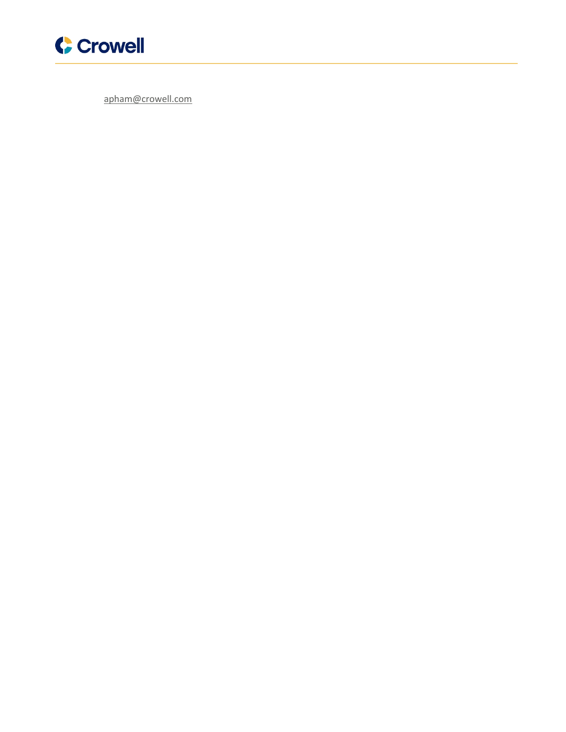apham@crowell.com